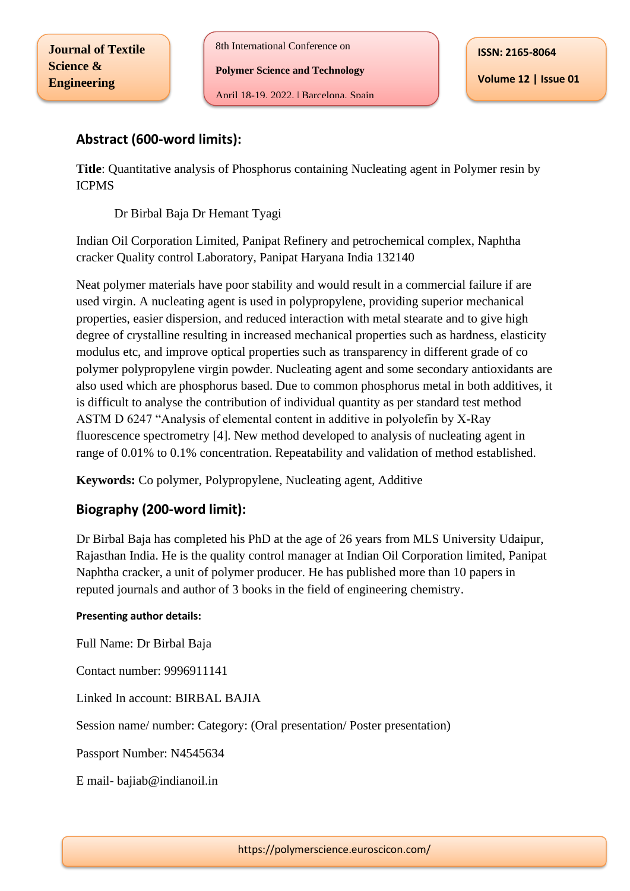## Abstract (600-word limits):

**Title**: Quantitative analysis of Phosphorus containing Nucleating agent in Polymer resin by ICPMS

Dr Birbal Baja Dr Hemant Tyagi

Indian Oil Corporation Limited, Panipat Refinery and petrochemical complex, Naphtha cracker Quality control Laboratory, Panipat Haryana India 132140

Neat polymer materials have poor stability and would result in a commercial failure if are used virgin. A nucleating agent is used in polypropylene, providing superior mechanical properties, easier dispersion, and reduced interaction with metal stearate and to give high degree of crystalline resulting in increased mechanical properties such as hardness, elasticity modulus etc, and improve optical properties such as transparency in different grade of co polymer polypropylene virgin powder. Nucleating agent and some secondary antioxidants are also used which are phosphorus based. Due to common phosphorus metal in both additives, it is difficult to analyse the contribution of individual quantity as per standard test method ASTM D 6247 "Analysis of elemental content in additive in polyolefin by X-Ray fluorescence spectrometry [4]. New method developed to analysis of nucleating agent in range of 0.01% to 0.1% concentration. Repeatability and validation of method established.

**Keywords:** Co polymer, Polypropylene, Nucleating agent, Additive

## Biography (200-word limit):

Dr Birbal Baja has completed his PhD at the age of 26 years from MLS University Udaipur, Rajasthan India. He is the quality control manager at Indian Oil Corporation limited, Panipat Naphtha cracker, a unit of polymer producer. He has published more than 10 papers in reputed journals and author of 3 books in the field of engineering chemistry.

**Presenting author details:**

Full Name: Dr Birbal Baja

Contact number: 9996911141

Linked In account: BIRBAL BAJIA

Session name/ number: Category: (Oral presentation/ Poster presentation)

Passport Number: N4545634

E mail- bajiab@indianoil.in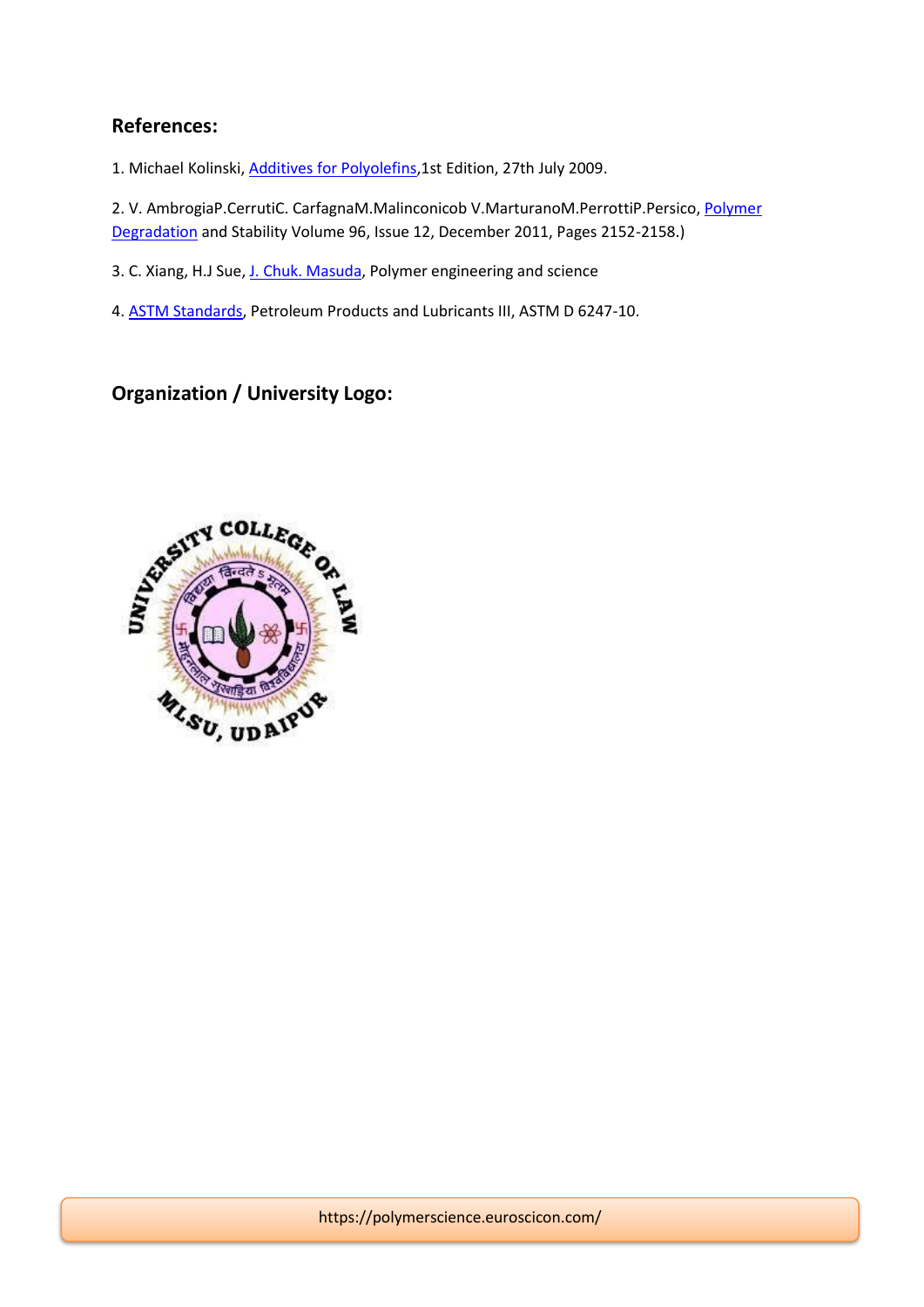## References:

1. Michael Kolinski, Additives for Polyolefins,1st Edition, 27th July 2009.

2. V. AmbrogiaP.CerrutiC. CarfagnaM.Malinconicob V.MarturanoM.PerrottiP.Persico, Polymer Degradation and Stability Volume 96, Issue 12, December 2011, Pages 2152-2158.)

3. C. Xiang, H.J Sue, J. Chuk. Masuda, Polymer engineering and science

4. ASTM Standards, Petroleum Products and Lubricants III, ASTM D 6247-10.

## Organization / University Logo:

https://polymerscience.euroscicon.com/